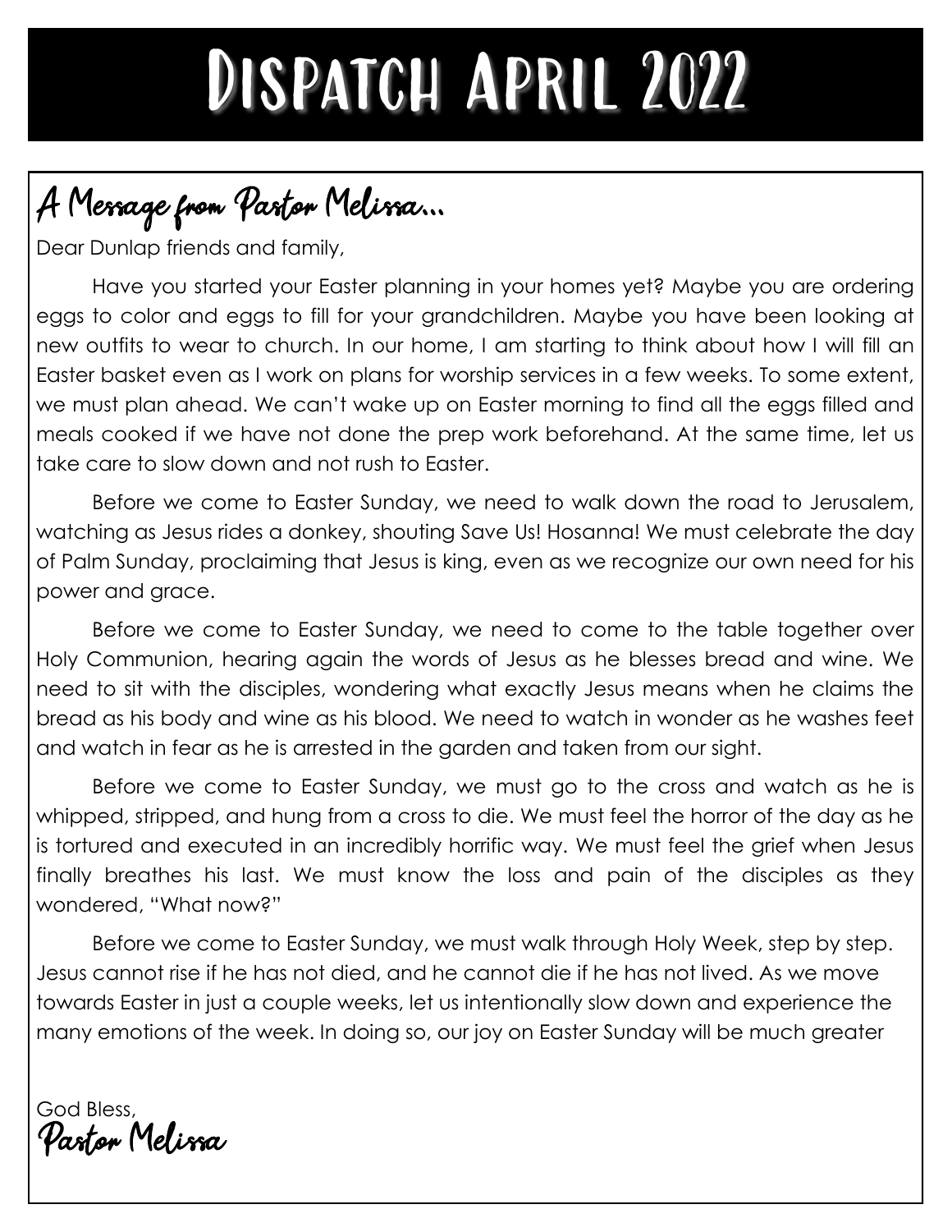# Dispatch April 2022

## A Message from Pastor Melissa...

Dear Dunlap friends and family,

Have you started your Easter planning in your homes yet? Maybe you are ordering eggs to color and eggs to fill for your grandchildren. Maybe you have been looking at new outfits to wear to church. In our home, I am starting to think about how I will fill an Easter basket even as I work on plans for worship services in a few weeks. To some extent, we must plan ahead. We can't wake up on Easter morning to find all the eggs filled and meals cooked if we have not done the prep work beforehand. At the same time, let us take care to slow down and not rush to Easter.

Before we come to Easter Sunday, we need to walk down the road to Jerusalem, watching as Jesus rides a donkey, shouting Save Us! Hosanna! We must celebrate the day of Palm Sunday, proclaiming that Jesus is king, even as we recognize our own need for his power and grace.

Before we come to Easter Sunday, we need to come to the table together over Holy Communion, hearing again the words of Jesus as he blesses bread and wine. We need to sit with the disciples, wondering what exactly Jesus means when he claims the bread as his body and wine as his blood. We need to watch in wonder as he washes feet and watch in fear as he is arrested in the garden and taken from our sight.

Before we come to Easter Sunday, we must go to the cross and watch as he is whipped, stripped, and hung from a cross to die. We must feel the horror of the day as he is tortured and executed in an incredibly horrific way. We must feel the grief when Jesus finally breathes his last. We must know the loss and pain of the disciples as they wondered, "What now?"

Before we come to Easter Sunday, we must walk through Holy Week, step by step. Jesus cannot rise if he has not died, and he cannot die if he has not lived. As we move towards Easter in just a couple weeks, let us intentionally slow down and experience the many emotions of the week. In doing so, our joy on Easter Sunday will be much greater

God Bless,
Pastor Melissa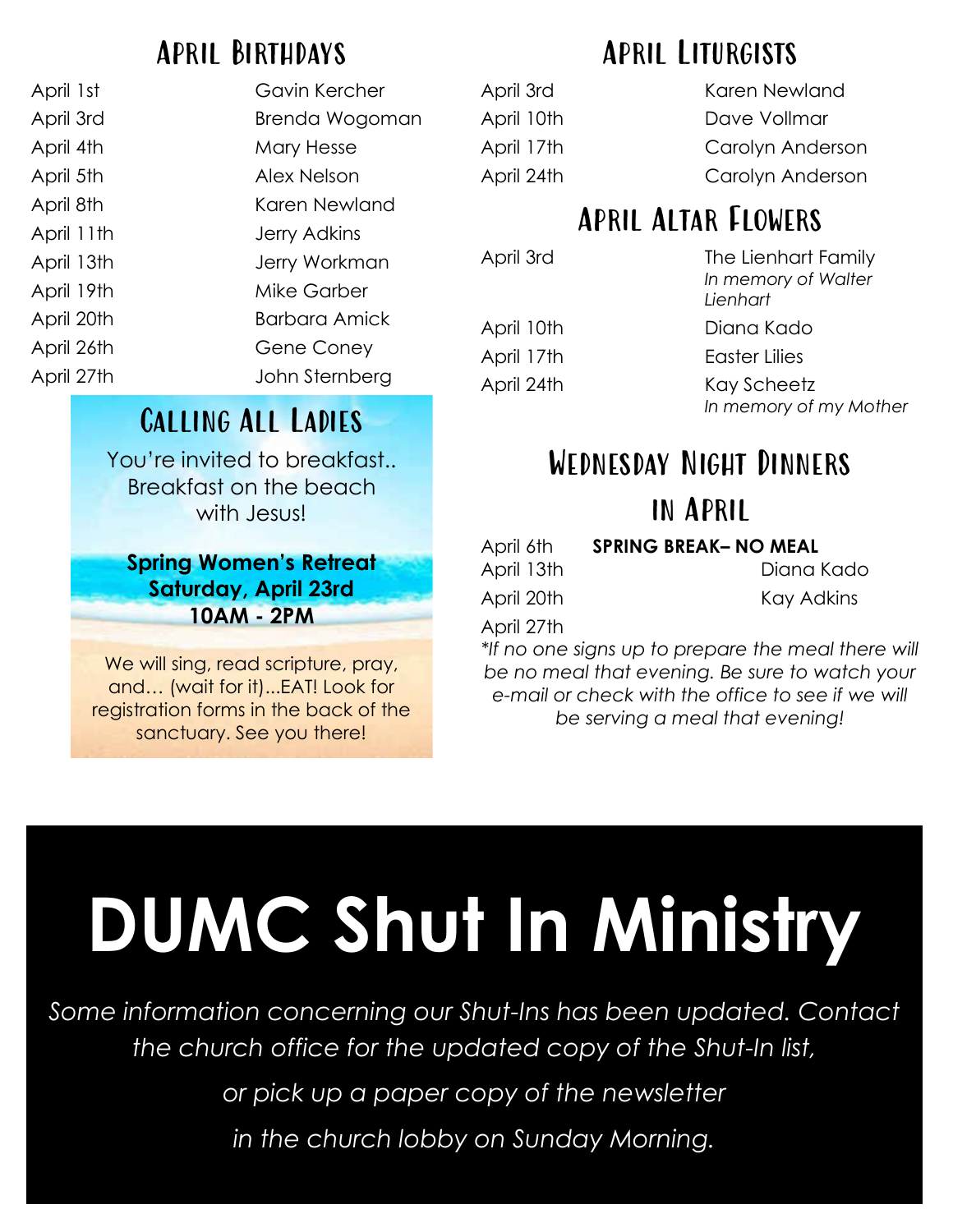## April Birthdays

| | |
|---|---|
| April 1st | Gavin Kercher |
| April 3rd | Brenda Wogoman |
| April 4th | Mary Hesse |
| April 5th | Alex Nelson |
| April 8th | Karen Newland |
| April 11th | Jerry Adkins |
| April 13th | Jerry Workman |
| April 19th | Mike Garber |
| April 20th | Barbara Amick |
| April 26th | Gene Coney |
| April 27th | John Sternberg |

## Calling All Ladies

You're invited to breakfast..
Breakfast on the beach
with Jesus!

**Spring Women's Retreat**
**Saturday, April 23rd**
**10AM - 2PM**

We will sing, read scripture, pray, and… (wait for it)...EAT! Look for registration forms in the back of the sanctuary. See you there!

## April Liturgists

| | |
|---|---|
| April 3rd | Karen Newland |
| April 10th | Dave Vollmar |
| April 17th | Carolyn Anderson |
| April 24th | Carolyn Anderson |

## April Altar Flowers

| | |
|---|---|
| April 3rd | The Lienhart Family *In memory of Walter Lienhart* |
| April 10th | Diana Kado |
| April 17th | Easter Lilies |
| April 24th | Kay Scheetz *In memory of my Mother* |

## Wednesday Night Dinners in April

| | |
|---|---|
| April 6th | **SPRING BREAK– NO MEAL** |
| April 13th | Diana Kado |
| April 20th | Kay Adkins |
| April 27th | |

*\*If no one signs up to prepare the meal there will be no meal that evening. Be sure to watch your e-mail or check with the office to see if we will be serving a meal that evening!*

# DUMC Shut In Ministry

*Some information concerning our Shut-Ins has been updated. Contact the church office for the updated copy of the Shut-In list,*

*or pick up a paper copy of the newsletter*

*in the church lobby on Sunday Morning.*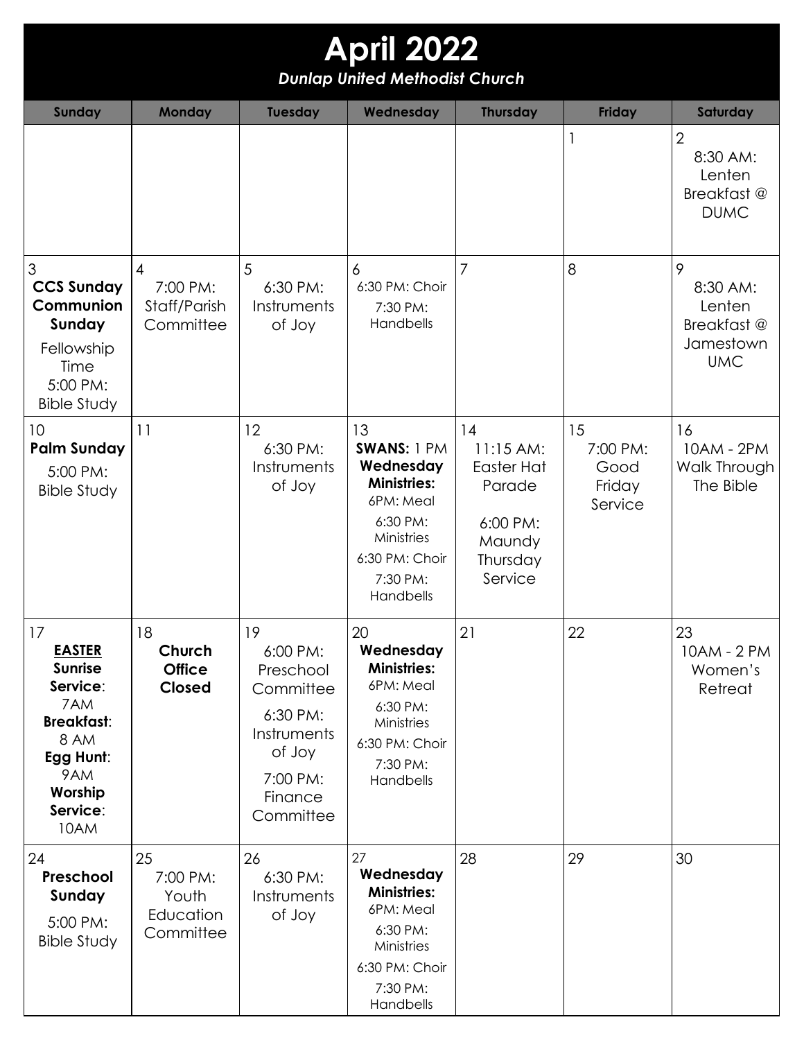# April 2022

***Dunlap United Methodist Church***

| Sunday | Monday | Tuesday | Wednesday | Thursday | Friday | Saturday |
|---|---|---|---|---|---|---|
| | | | | | 1 | 2<br>8:30 AM: Lenten Breakfast @ DUMC |
| 3<br>**CCS Sunday**<br>**Communion Sunday**<br>Fellowship Time<br>5:00 PM: Bible Study | 4<br>7:00 PM: Staff/Parish Committee | 5<br>6:30 PM: Instruments of Joy | 6<br>6:30 PM: Choir<br>7:30 PM: Handbells | 7 | 8 | 9<br>8:30 AM: Lenten Breakfast @ Jamestown UMC |
| 10<br>**Palm Sunday**<br>5:00 PM: Bible Study | 11 | 12<br>6:30 PM: Instruments of Joy | 13<br>**SWANS:** 1 PM<br>**Wednesday Ministries:**<br>6PM: Meal<br>6:30 PM: Ministries<br>6:30 PM: Choir<br>7:30 PM: Handbells | 14<br>11:15 AM: Easter Hat Parade<br>6:00 PM: Maundy Thursday Service | 15<br>7:00 PM: Good Friday Service | 16<br>10AM - 2PM Walk Through The Bible |
| 17<br>**EASTER**<br>**Sunrise Service**: 7AM<br>**Breakfast**: 8 AM<br>**Egg Hunt**: 9AM<br>**Worship Service**: 10AM | 18<br>**Church Office Closed** | 19<br>6:00 PM: Preschool Committee<br>6:30 PM: Instruments of Joy<br>7:00 PM: Finance Committee | 20<br>**Wednesday Ministries:**<br>6PM: Meal<br>6:30 PM: Ministries<br>6:30 PM: Choir<br>7:30 PM: Handbells | 21 | 22 | 23<br>10AM - 2 PM Women's Retreat |
| 24<br>**Preschool Sunday**<br>5:00 PM: Bible Study | 25<br>7:00 PM: Youth Education Committee | 26<br>6:30 PM: Instruments of Joy | 27<br>**Wednesday Ministries:**<br>6PM: Meal<br>6:30 PM: Ministries<br>6:30 PM: Choir<br>7:30 PM: Handbells | 28 | 29 | 30 |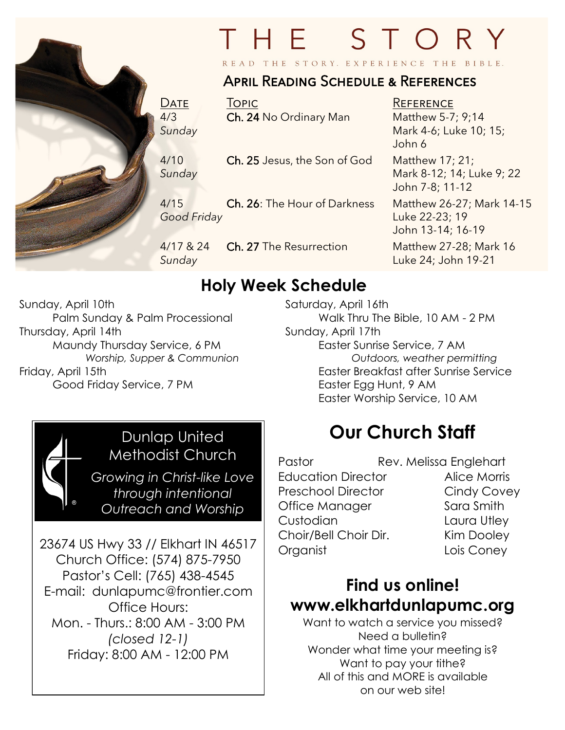# THE STORY

READ THE STORY. EXPERIENCE THE BIBLE.

## April Reading Schedule & References

| Date | Topic | Reference |
|---|---|---|
| 4/3 *Sunday* | Ch. 24 No Ordinary Man | Matthew 5-7; 9;14 Mark 4-6; Luke 10; 15; John 6 |
| 4/10 *Sunday* | Ch. 25 Jesus, the Son of God | Matthew 17; 21; Mark 8-12; 14; Luke 9; 22 John 7-8; 11-12 |
| 4/15 *Good Friday* | Ch. 26: The Hour of Darkness | Matthew 26-27; Mark 14-15 Luke 22-23; 19 John 13-14; 16-19 |
| 4/17 & 24 *Sunday* | Ch. 27 The Resurrection | Matthew 27-28; Mark 16 Luke 24; John 19-21 |

## Holy Week Schedule

Sunday, April 10th
- Palm Sunday & Palm Processional

Thursday, April 14th
- Maundy Thursday Service, 6 PM
  - *Worship, Supper & Communion*

Friday, April 15th
- Good Friday Service, 7 PM

Saturday, April 16th
- Walk Thru The Bible, 10 AM - 2 PM

Sunday, April 17th
- Easter Sunrise Service, 7 AM
  - *Outdoors, weather permitting*
- Easter Breakfast after Sunrise Service
- Easter Egg Hunt, 9 AM
- Easter Worship Service, 10 AM

Dunlap United Methodist Church

*Growing in Christ-like Love through intentional Outreach and Worship*

23674 US Hwy 33 // Elkhart IN 46517
Church Office: (574) 875-7950
Pastor's Cell: (765) 438-4545
E-mail: dunlapumc@frontier.com
Office Hours:
Mon. - Thurs.: 8:00 AM - 3:00 PM
*(closed 12-1)*
Friday: 8:00 AM - 12:00 PM

## Our Church Staff

| | |
|---|---|
| Pastor | Rev. Melissa Englehart |
| Education Director | Alice Morris |
| Preschool Director | Cindy Covey |
| Office Manager | Sara Smith |
| Custodian | Laura Utley |
| Choir/Bell Choir Dir. | Kim Dooley |
| Organist | Lois Coney |

## Find us online!
## www.elkhartdunlapumc.org

Want to watch a service you missed?
Need a bulletin?
Wonder what time your meeting is?
Want to pay your tithe?
All of this and MORE is available on our web site!